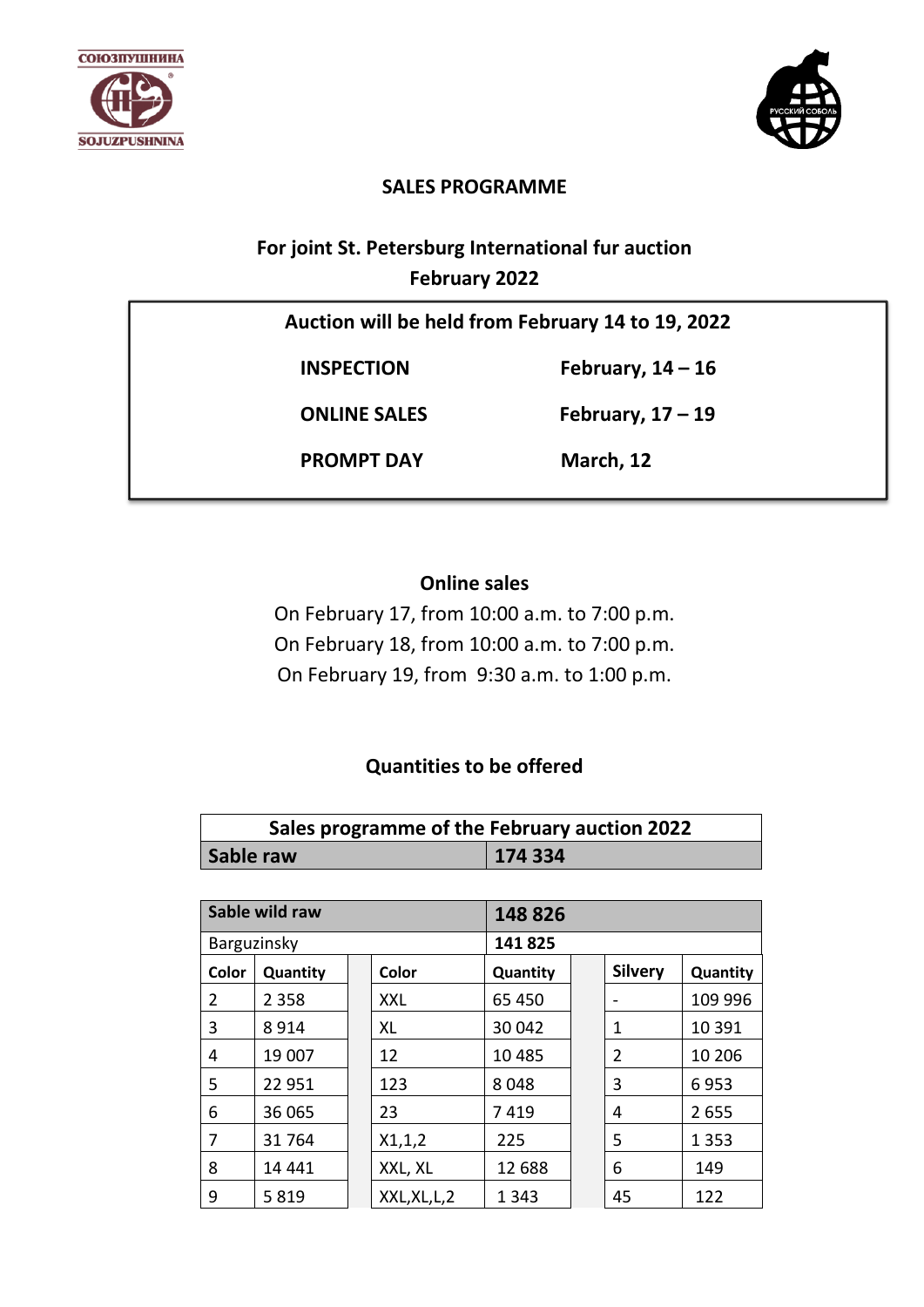СОЮЗПУШНИНА
SOJUZPUSHNINA

РУССКИЙ СОБОЛЬ

## SALES PROGRAMME

### For joint St. Petersburg International fur auction
### February 2022

| Auction will be held from February 14 to 19, 2022 | |
|---|---|
| **INSPECTION** | **February, 14 – 16** |
| **ONLINE SALES** | **February, 17 – 19** |
| **PROMPT DAY** | **March, 12** |

### Online sales

On February 17, from 10:00 a.m. to 7:00 p.m.
On February 18, from 10:00 a.m. to 7:00 p.m.
On February 19, from 9:30 a.m. to 1:00 p.m.

### Quantities to be offered

| Sales programme of the February auction 2022 | |
|---|---|
| **Sable raw** | **174 334** |

| Sable wild raw | | | | **148 826** | | | |
|---|---|---|---|---|---|---|---|
| Barguzinsky | | | | **141 825** | | | |
| **Color** | **Quantity** | | **Color** | **Quantity** | | **Silvery** | **Quantity** |
| 2 | 2 358 | | XXL | 65 450 | | - | 109 996 |
| 3 | 8 914 | | XL | 30 042 | | 1 | 10 391 |
| 4 | 19 007 | | 12 | 10 485 | | 2 | 10 206 |
| 5 | 22 951 | | 123 | 8 048 | | 3 | 6 953 |
| 6 | 36 065 | | 23 | 7 419 | | 4 | 2 655 |
| 7 | 31 764 | | X1,1,2 | 225 | | 5 | 1 353 |
| 8 | 14 441 | | XXL, XL | 12 688 | | 6 | 149 |
| 9 | 5 819 | | XXL,XL,L,2 | 1 343 | | 45 | 122 |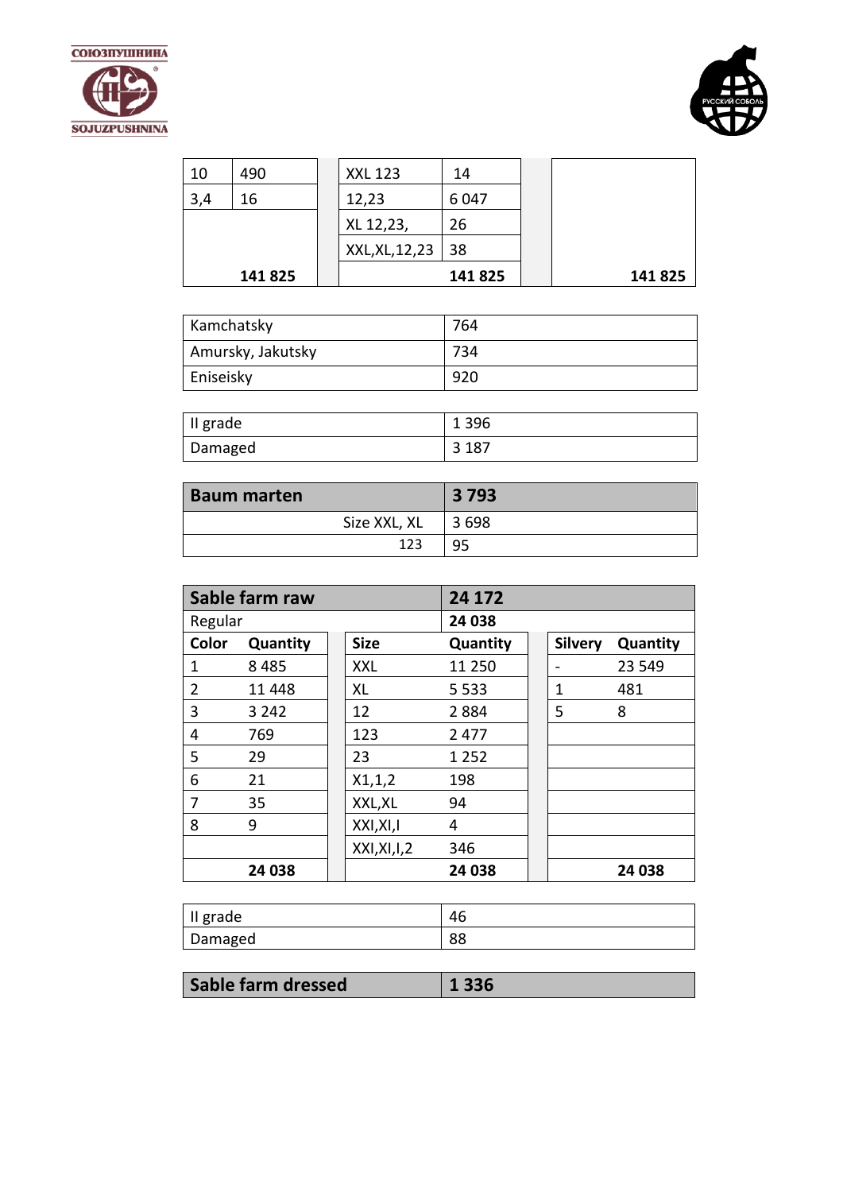| | | | | | | |
|---|---|---|---|---|---|---|
| 10 | 490 | | XXL 123 | 14 | | |
| 3,4 | 16 | | 12,23 | 6 047 | | |
| | | | XL 12,23, | 26 | | |
| | | | XXL,XL,12,23 | 38 | | |
| | **141 825** | | | **141 825** | | **141 825** |

| | |
|---|---|
| Kamchatsky | 764 |
| Amursky, Jakutsky | 734 |
| Eniseisky | 920 |

| | |
|---|---|
| II grade | 1 396 |
| Damaged | 3 187 |

| **Baum marten** | **3 793** |
|---|---|
| Size XXL, XL | 3 698 |
| 123 | 95 |

| **Sable farm raw** | | | | **24 172** | | |
|---|---|---|---|---|---|---|
| Regular | | | | **24 038** | | |
| **Color** | **Quantity** | | **Size** | **Quantity** | **Silvery** | **Quantity** |
| 1 | 8 485 | | XXL | 11 250 | - | 23 549 |
| 2 | 11 448 | | XL | 5 533 | 1 | 481 |
| 3 | 3 242 | | 12 | 2 884 | 5 | 8 |
| 4 | 769 | | 123 | 2 477 | | |
| 5 | 29 | | 23 | 1 252 | | |
| 6 | 21 | | X1,1,2 | 198 | | |
| 7 | 35 | | XXL,XL | 94 | | |
| 8 | 9 | | XXl,XI,I | 4 | | |
| | | | XXl,XI,I,2 | 346 | | |
| | **24 038** | | | **24 038** | | **24 038** |

| | |
|---|---|
| II grade | 46 |
| Damaged | 88 |

| **Sable farm dressed** | **1 336** |
|---|---|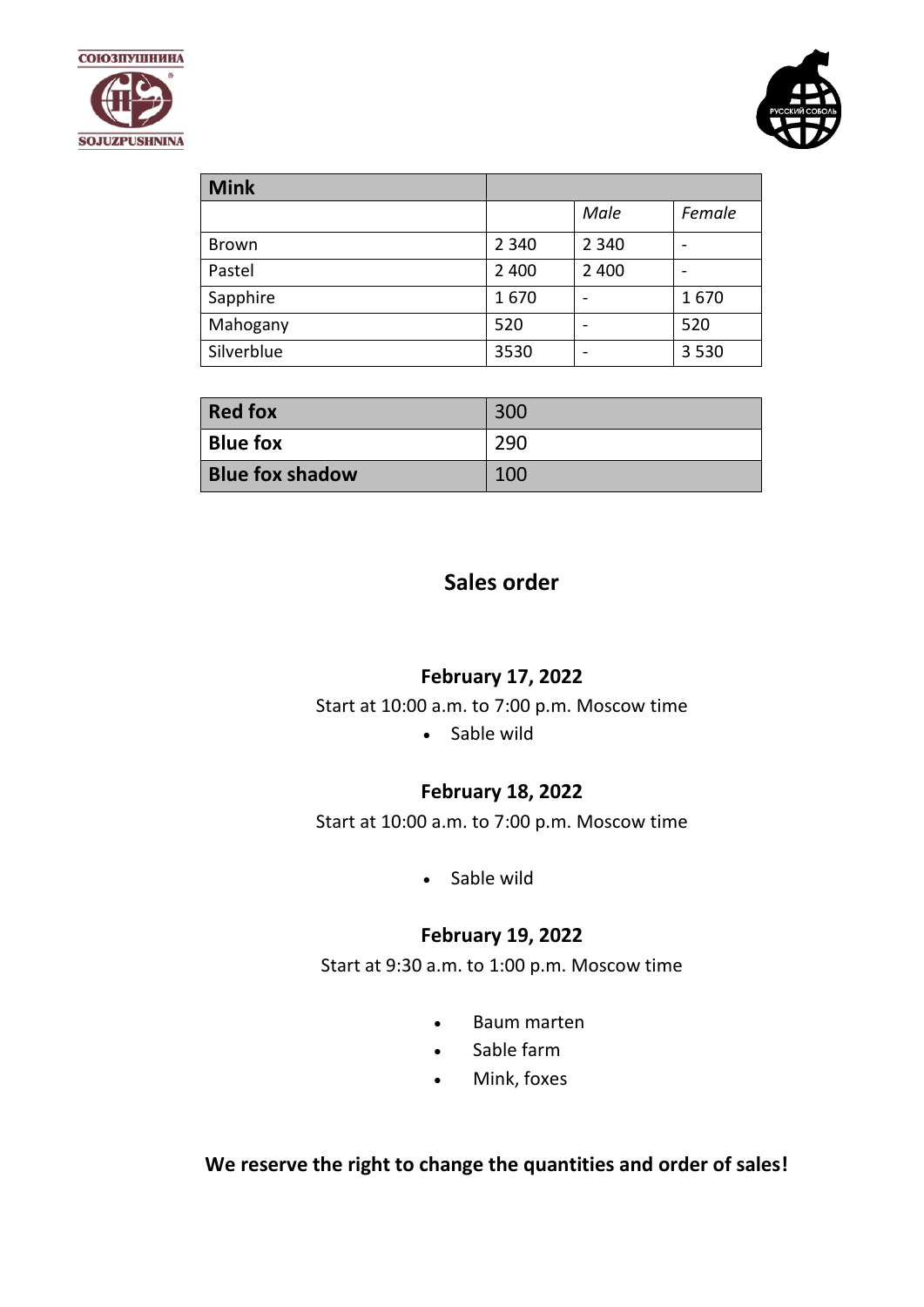| Mink | | | |
|---|---|---|---|
| | | *Male* | *Female* |
| Brown | 2 340 | 2 340 | - |
| Pastel | 2 400 | 2 400 | - |
| Sapphire | 1 670 | - | 1 670 |
| Mahogany | 520 | - | 520 |
| Silverblue | 3530 | - | 3 530 |

| | |
|---|---|
| **Red fox** | 300 |
| **Blue fox** | 290 |
| **Blue fox shadow** | 100 |

## Sales order

### February 17, 2022

Start at 10:00 a.m. to 7:00 p.m. Moscow time

- Sable wild

### February 18, 2022

Start at 10:00 a.m. to 7:00 p.m. Moscow time

- Sable wild

### February 19, 2022

Start at 9:30 a.m. to 1:00 p.m. Moscow time

- Baum marten
- Sable farm
- Mink, foxes

**We reserve the right to change the quantities and order of sales!**